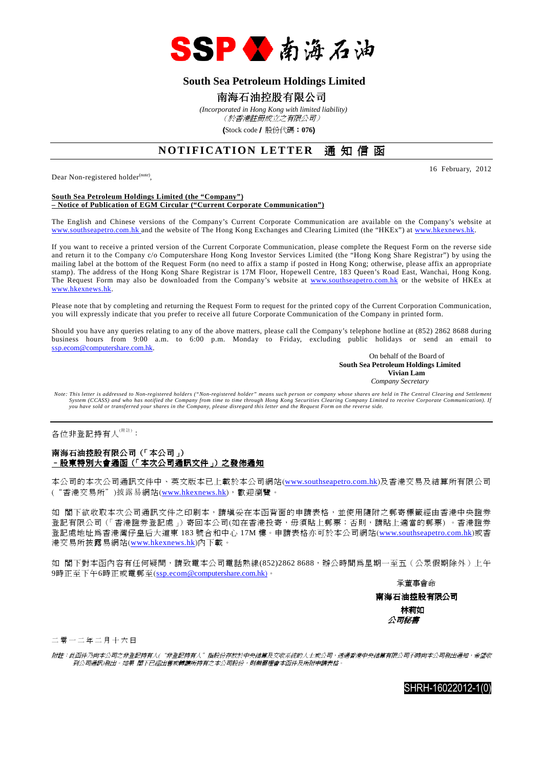SSP 南海石油

# South Sea Petroleum Holdings Limited

# 南海石油控股有限公司

*(Incorporated in Hong Kong with limited liability)*
*（於香港註冊成立之有限公司）*

**(**Stock code **/** 股份代碼：**076)**

## NOTIFICATION LETTER 通知信函

16 February, 2012

Dear Non-registered holder[(note)],

**South Sea Petroleum Holdings Limited (the "Company")**
**– Notice of Publication of EGM Circular ("Current Corporate Communication")**

The English and Chinese versions of the Company's Current Corporate Communication are available on the Company's website at www.southseapetro.com.hk and the website of The Hong Kong Exchanges and Clearing Limited (the "HKEx") at www.hkexnews.hk.

If you want to receive a printed version of the Current Corporate Communication, please complete the Request Form on the reverse side and return it to the Company c/o Computershare Hong Kong Investor Services Limited (the "Hong Kong Share Registrar") by using the mailing label at the bottom of the Request Form (no need to affix a stamp if posted in Hong Kong; otherwise, please affix an appropriate stamp). The address of the Hong Kong Share Registrar is 17M Floor, Hopewell Centre, 183 Queen's Road East, Wanchai, Hong Kong. The Request Form may also be downloaded from the Company's website at www.southseapetro.com.hk or the website of HKEx at www.hkexnews.hk.

Please note that by completing and returning the Request Form to request for the printed copy of the Current Corporation Communication, you will expressly indicate that you prefer to receive all future Corporate Communication of the Company in printed form.

Should you have any queries relating to any of the above matters, please call the Company's telephone hotline at (852) 2862 8688 during business hours from 9:00 a.m. to 6:00 p.m. Monday to Friday, excluding public holidays or send an email to ssp.ecom@computershare.com.hk.

On behalf of the Board of
**South Sea Petroleum Holdings Limited**
**Vivian Lam**
*Company Secretary*

*Note: This letter is addressed to Non-registered holders ("Non-registered holder" means such person or company whose shares are held in The Central Clearing and Settlement System (CCASS) and who has notified the Company from time to time through Hong Kong Securities Clearing Company Limited to receive Corporate Communication). If you have sold or transferred your shares in the Company, please disregard this letter and the Request Form on the reverse side.*

---

各位非登記持有人[(附註)]：

**南海石油控股有限公司（「本公司」）**
**－股東特別大會通函（「本次公司通訊文件」）之發佈通知**

本公司的本次公司通訊文件中、英文版本已上載於本公司網站(www.southseapetro.com.hk)及香港交易及結算所有限公司（"香港交易所"）披露易網站(www.hkexnews.hk)，歡迎瀏覽。

如 閣下欲收取本次公司通訊文件之印刷本，請填妥在本函背面的申請表格，並使用隨附之郵寄標籤經由香港中央證券登記有限公司（「香港證券登記處」）寄回本公司(如在香港投寄，毋須貼上郵票；否則，請貼上適當的郵票）。香港證券登記處地址爲香港灣仔皇后大道東 183 號合和中心 17M 樓。申請表格亦可於本公司網站(www.southseapetro.com.hk)或香港交易所披露易網站(www.hkexnews.hk)內下載。

如 閣下對本函內容有任何疑問，請致電本公司電話熱線(852)2862 8688，辦公時間爲星期一至五（公眾假期除外）上午9時正至下午6時正或電郵至(ssp.ecom@computershare.com.hk)。

承董事會命
**南海石油控股有限公司**
**林莉如**
***公司秘書***

二零一二年二月十六日

*附註：此函件乃向本公司之非登記持有人("非登記持有人"指股份存放於中央結算及交收系統的人士或公司，透過香港中央結算有限公司不時向本公司發出通知，希望收到公司通訊)發出。如果 閣下已經出售或轉讓所持有之本公司股份，則無需理會本函件及所附申請表格。*

SHRH-16022012-1(0)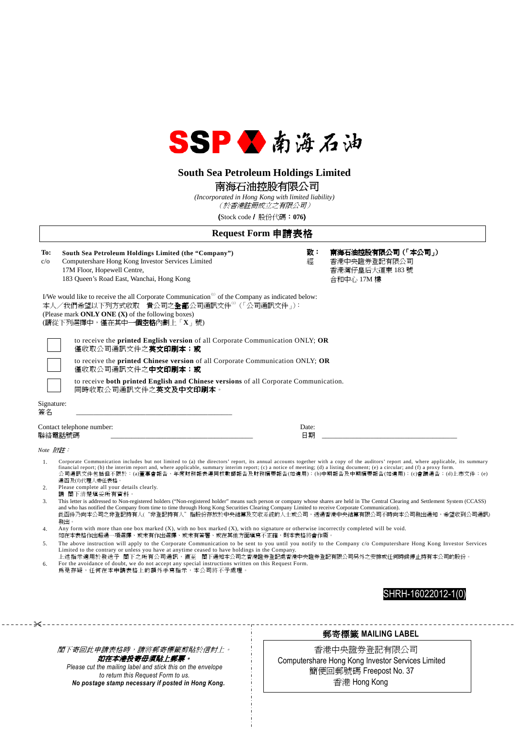SSP 南海石油

# South Sea Petroleum Holdings Limited

# 南海石油控股有限公司

*(Incorporated in Hong Kong with limited liability)*

*（於香港註冊成立之有限公司）*

**(**Stock code / 股份代碼：**076)**

## Request Form 申請表格

**To:** **South Sea Petroleum Holdings Limited (the "Company")**
c/o Computershare Hong Kong Investor Services Limited
17M Floor, Hopewell Centre,
183 Queen's Road East, Wanchai, Hong Kong

**致：** **南海石油控股有限公司（「本公司」）**
經 香港中央證券登記有限公司
香港灣仔皇后大道東 183 號
合和中心 17M 樓

I/We would like to receive the all Corporate Communication[1] of the Company as indicated below:
本人／我們希望以下列方式收取　貴公司之**全部**公司通訊文件[1]（「公司通訊文件」）：
(Please mark **ONLY ONE (X)** of the following boxes)
(請從下列選擇中，僅在其中**一個空格**內劃上「**X**」號)

☐ to receive the **printed English version** of all Corporate Communication ONLY; **OR**
僅收取公司通訊文件之**英文印刷本；或**

☐ to receive the **printed Chinese version** of all Corporate Communication ONLY; **OR**
僅收取公司通訊文件之**中文印刷本；或**

☐ to receive **both printed English and Chinese versions** of all Corporate Communication.
同時收取公司通訊文件之**英文及中文印刷本**。

Signature:
簽名 ________________________________

Contact telephone number:
聯絡電話號碼 ________________________________

Date:
日期 ________________________________

*Note 附註：*

1. Corporate Communication includes but not limited to (a) the directors' report, its annual accounts together with a copy of the auditors' report and, where applicable, its summary financial report; (b) the interim report and, where applicable, summary interim report; (c) a notice of meeting; (d) a listing document; (e) a circular; and (f) a proxy form.
公司通訊文件包括但不限於：(a)董事會報告、年度財務報表連同核數師報告及財務摘要報告(如適用)；(b)中期報告及中期摘要報告(如適用)；(c)會議通告；(d)上市文件；(e)通函及(f)代理人委任表格。
2. Please complete all your details clearly.
請　閣下清楚填妥所有資料。
3. This letter is addressed to Non-registered holders ("Non-registered holder" means such person or company whose shares are held in The Central Clearing and Settlement System (CCASS) and who has notified the Company from time to time through Hong Kong Securities Clearing Company Limited to receive Corporate Communication).
此函件乃向本公司之非登記持有人("非登記持有人"指股份存放於中央結算及交收系統的人士或公司，透過香港中央結算有限公司不時向本公司發出通知，希望收到公司通訊)發出。
4. Any form with more than one box marked (X), with no box marked (X), with no signature or otherwise incorrectly completed will be void.
如在本表格作出超過一項選擇、或未有作出選擇、或未有簽署、或在其他方面填寫不正確，則本表格將會作廢。
5. The above instruction will apply to the Corporate Communication to be sent to you until you notify to the Company c/o Computershare Hong Kong Investor Services Limited to the contrary or unless you have at anytime ceased to have holdings in the Company.
上述指示適用於發送予　閣下之所有公司通訊，直至　閣下通知本公司之香港證券登記處香港中央證券登記有限公司另外之安排或任何時候停止持有本公司的股份。
6. For the avoidance of doubt, we do not accept any special instructions written on this Request Form.
為免存疑，任何在本申請表格上的額外手寫指示，本公司將不予處理。

SHRH-16022012-1(0)

✂

*閣下寄回此申請表格時，請將郵寄標籤剪貼於信封上。*
***如在本港投寄毋須貼上郵票。***
*Please cut the mailing label and stick this on the envelope to return this Request Form to us.*
***No postage stamp necessary if posted in Hong Kong.***

**郵寄標籤 MAILING LABEL**

香港中央證券登記有限公司
Computershare Hong Kong Investor Services Limited
簡便回郵號碼 Freepost No. 37
香港 Hong Kong